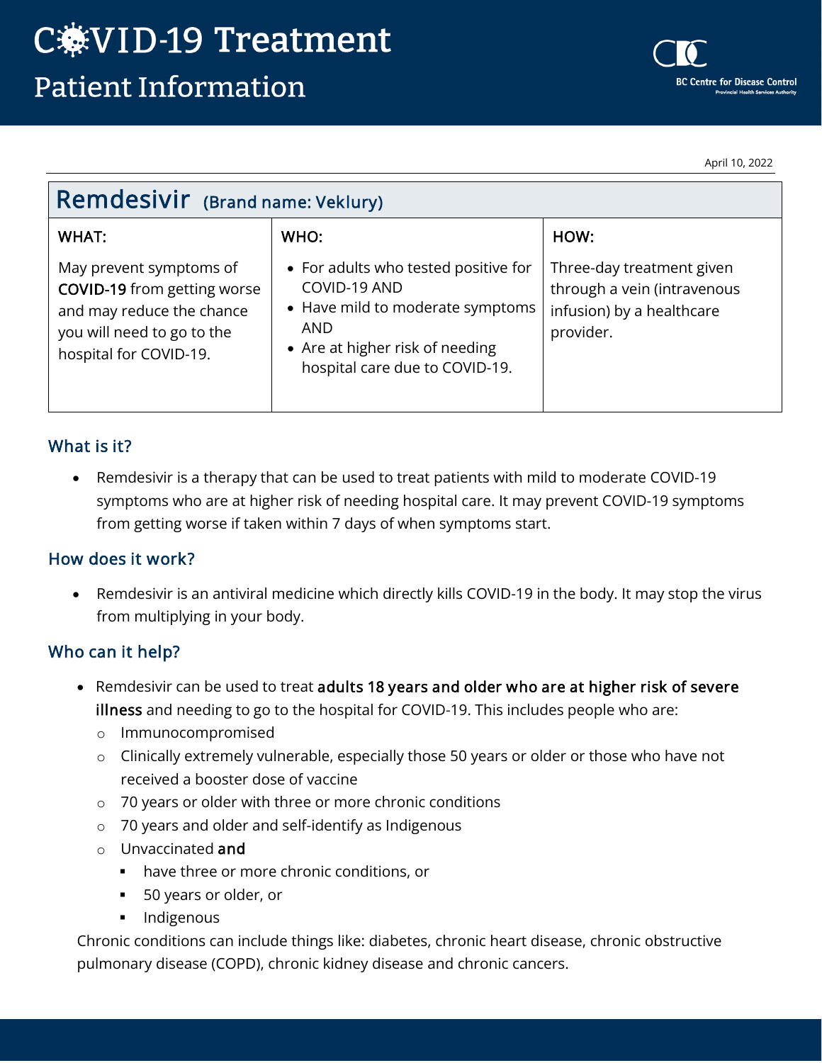# COVID-19 Treatment

## Patient Information

BC Centre for Disease Control
Provincial Health Services Authority

April 10, 2022

## Remdesivir (Brand name: Veklury)

| WHAT: | WHO: | HOW: |
|---|---|---|
| May prevent symptoms of **COVID-19** from getting worse and may reduce the chance you will need to go to the hospital for COVID-19. | • For adults who tested positive for COVID-19 AND<br>• Have mild to moderate symptoms AND<br>• Are at higher risk of needing hospital care due to COVID-19. | Three-day treatment given through a vein (intravenous infusion) by a healthcare provider. |

### What is it?

- Remdesivir is a therapy that can be used to treat patients with mild to moderate COVID-19 symptoms who are at higher risk of needing hospital care. It may prevent COVID-19 symptoms from getting worse if taken within 7 days of when symptoms start.

### How does it work?

- Remdesivir is an antiviral medicine which directly kills COVID-19 in the body. It may stop the virus from multiplying in your body.

### Who can it help?

- Remdesivir can be used to treat **adults 18 years and older who are at higher risk of severe illness** and needing to go to the hospital for COVID-19. This includes people who are:
  - Immunocompromised
  - Clinically extremely vulnerable, especially those 50 years or older or those who have not received a booster dose of vaccine
  - 70 years or older with three or more chronic conditions
  - 70 years and older and self-identify as Indigenous
  - Unvaccinated **and**
    - have three or more chronic conditions, or
    - 50 years or older, or
    - Indigenous

Chronic conditions can include things like: diabetes, chronic heart disease, chronic obstructive pulmonary disease (COPD), chronic kidney disease and chronic cancers.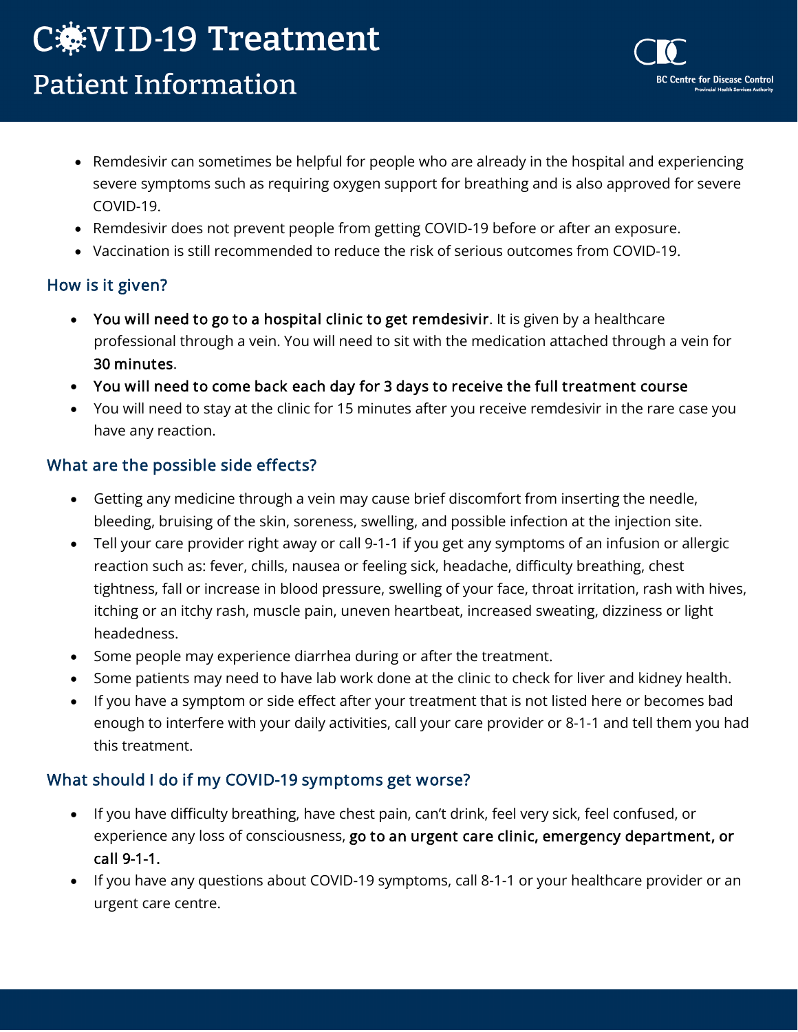- Remdesivir can sometimes be helpful for people who are already in the hospital and experiencing severe symptoms such as requiring oxygen support for breathing and is also approved for severe COVID-19.
- Remdesivir does not prevent people from getting COVID-19 before or after an exposure.
- Vaccination is still recommended to reduce the risk of serious outcomes from COVID-19.

## How is it given?

- **You will need to go to a hospital clinic to get remdesivir**. It is given by a healthcare professional through a vein. You will need to sit with the medication attached through a vein for **30 minutes**.
- **You will need to come back each day for 3 days to receive the full treatment course**
- You will need to stay at the clinic for 15 minutes after you receive remdesivir in the rare case you have any reaction.

## What are the possible side effects?

- Getting any medicine through a vein may cause brief discomfort from inserting the needle, bleeding, bruising of the skin, soreness, swelling, and possible infection at the injection site.
- Tell your care provider right away or call 9-1-1 if you get any symptoms of an infusion or allergic reaction such as: fever, chills, nausea or feeling sick, headache, difficulty breathing, chest tightness, fall or increase in blood pressure, swelling of your face, throat irritation, rash with hives, itching or an itchy rash, muscle pain, uneven heartbeat, increased sweating, dizziness or light headedness.
- Some people may experience diarrhea during or after the treatment.
- Some patients may need to have lab work done at the clinic to check for liver and kidney health.
- If you have a symptom or side effect after your treatment that is not listed here or becomes bad enough to interfere with your daily activities, call your care provider or 8-1-1 and tell them you had this treatment.

## What should I do if my COVID-19 symptoms get worse?

- If you have difficulty breathing, have chest pain, can't drink, feel very sick, feel confused, or experience any loss of consciousness, **go to an urgent care clinic, emergency department, or call 9-1-1.**
- If you have any questions about COVID-19 symptoms, call 8-1-1 or your healthcare provider or an urgent care centre.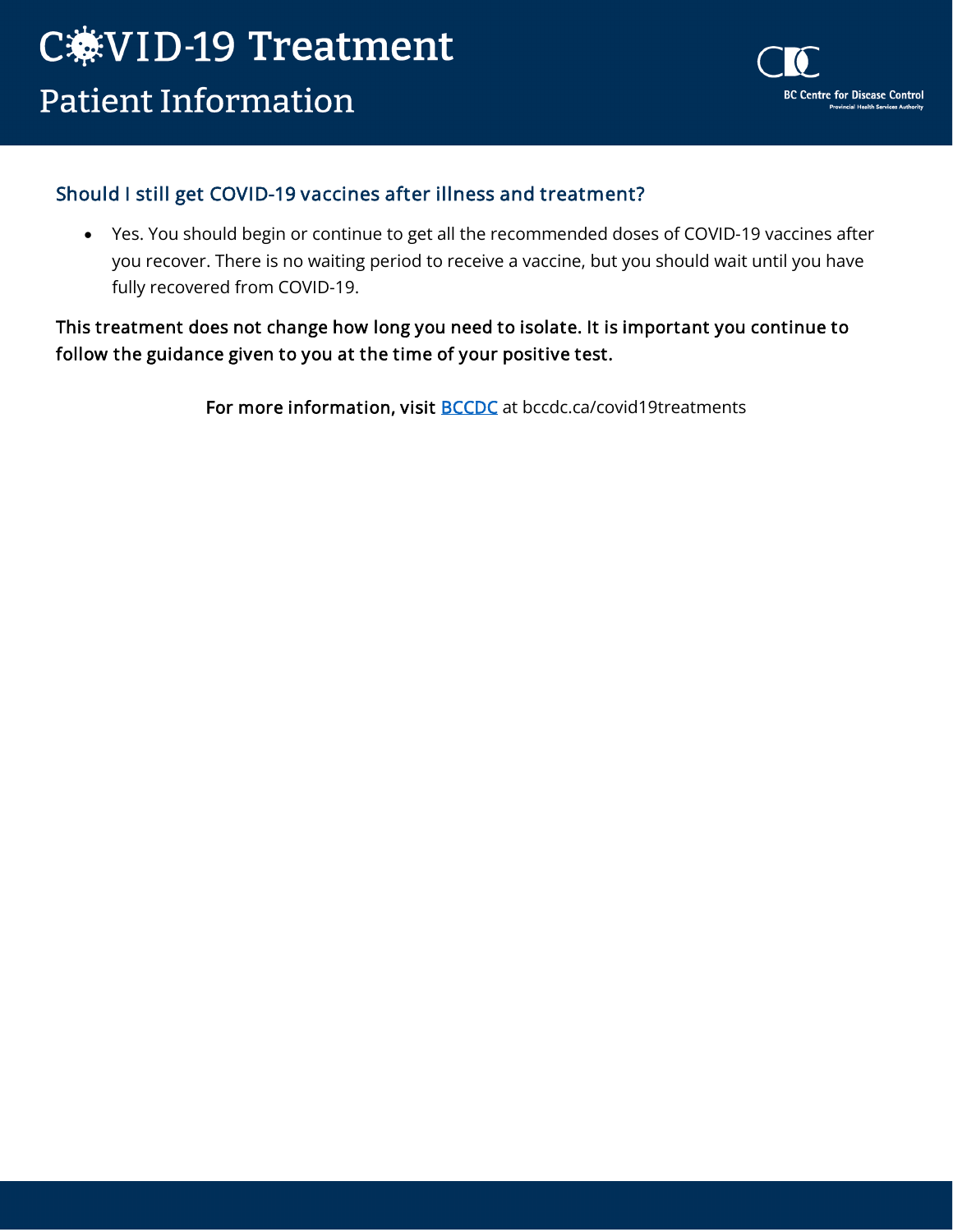## Should I still get COVID-19 vaccines after illness and treatment?

- Yes. You should begin or continue to get all the recommended doses of COVID-19 vaccines after you recover. There is no waiting period to receive a vaccine, but you should wait until you have fully recovered from COVID-19.

**This treatment does not change how long you need to isolate. It is important you continue to follow the guidance given to you at the time of your positive test.**

**For more information, visit** [BCCDC](bccdc.ca/covid19treatments) at bccdc.ca/covid19treatments